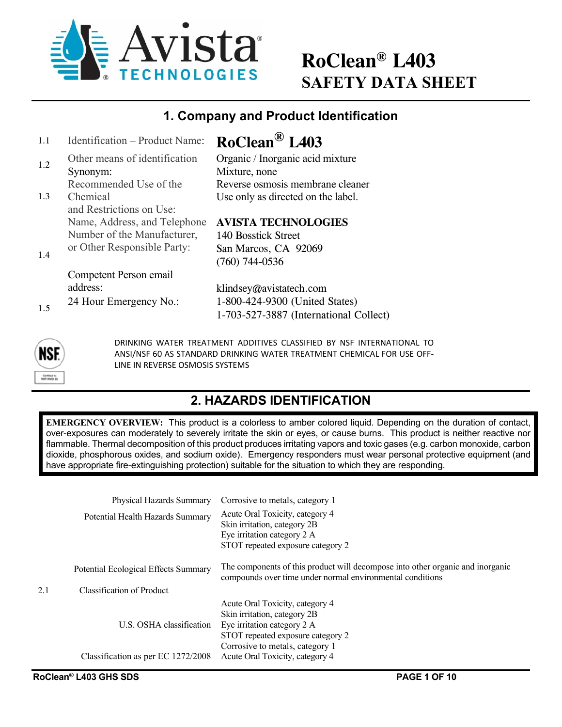# RoClean® L403
# SAFETY DATA SHEET

## 1. Company and Product Identification

| | | |
|---|---|---|
| 1.1 | Identification – Product Name: | **RoClean® L403** |
| 1.2 | Other means of identification<br>Synonym: | Organic / Inorganic acid mixture<br>Mixture, none |
| 1.3 | Recommended Use of the Chemical<br>and Restrictions on Use: | Reverse osmosis membrane cleaner<br>Use only as directed on the label. |
| 1.4 | Name, Address, and Telephone Number of the Manufacturer, or Other Responsible Party: | **AVISTA TECHNOLOGIES**<br>140 Bosstick Street<br>San Marcos, CA 92069<br>(760) 744-0536 |
| 1.5 | Competent Person email address:<br>24 Hour Emergency No.: | klindsey@avistatech.com<br>1-800-424-9300 (United States)<br>1-703-527-3887 (International Collect) |

DRINKING WATER TREATMENT ADDITIVES CLASSIFIED BY NSF INTERNATIONAL TO ANSI/NSF 60 AS STANDARD DRINKING WATER TREATMENT CHEMICAL FOR USE OFF-LINE IN REVERSE OSMOSIS SYSTEMS

## 2. HAZARDS IDENTIFICATION

**EMERGENCY OVERVIEW:** This product is a colorless to amber colored liquid. Depending on the duration of contact, over-exposures can moderately to severely irritate the skin or eyes, or cause burns. This product is neither reactive nor flammable. Thermal decomposition of this product produces irritating vapors and toxic gases (e.g. carbon monoxide, carbon dioxide, phosphorous oxides, and sodium oxide). Emergency responders must wear personal protective equipment (and have appropriate fire-extinguishing protection) suitable for the situation to which they are responding.

| | | |
|---|---|---|
| | Physical Hazards Summary | Corrosive to metals, category 1 |
| | Potential Health Hazards Summary | Acute Oral Toxicity, category 4<br>Skin irritation, category 2B<br>Eye irritation category 2 A<br>STOT repeated exposure category 2 |
| | Potential Ecological Effects Summary | The components of this product will decompose into other organic and inorganic compounds over time under normal environmental conditions |
| 2.1 | Classification of Product | |
| | U.S. OSHA classification | Acute Oral Toxicity, category 4<br>Skin irritation, category 2B<br>Eye irritation category 2 A<br>STOT repeated exposure category 2<br>Corrosive to metals, category 1 |
| | Classification as per EC 1272/2008 | Acute Oral Toxicity, category 4 |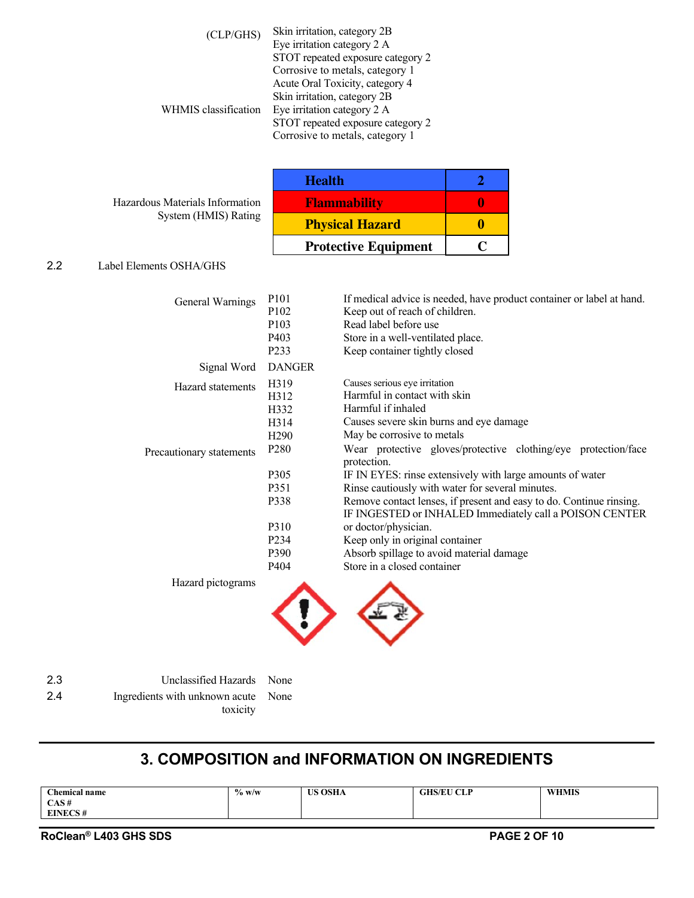| | |
|---|---|
| (CLP/GHS) | Skin irritation, category 2B<br>Eye irritation category 2 A<br>STOT repeated exposure category 2<br>Corrosive to metals, category 1 |
| WHMIS classification | Acute Oral Toxicity, category 4<br>Skin irritation, category 2B<br>Eye irritation category 2 A<br>STOT repeated exposure category 2<br>Corrosive to metals, category 1 |

Hazardous Materials Information System (HMIS) Rating

| Health | 2 |
|---|---|
| Flammability | 0 |
| Physical Hazard | 0 |
| Protective Equipment | C |

2.2 Label Elements OSHA/GHS

| | | |
|---|---|---|
| General Warnings | P101 | If medical advice is needed, have product container or label at hand. |
| | P102 | Keep out of reach of children. |
| | P103 | Read label before use |
| | P403 | Store in a well-ventilated place. |
| | P233 | Keep container tightly closed |
| Signal Word | DANGER | |
| Hazard statements | H319 | Causes serious eye irritation |
| | H312 | Harmful in contact with skin |
| | H332 | Harmful if inhaled |
| | H314 | Causes severe skin burns and eye damage |
| | H290 | May be corrosive to metals |
| Precautionary statements | P280 | Wear protective gloves/protective clothing/eye protection/face protection. |
| | P305 | IF IN EYES: rinse extensively with large amounts of water |
| | P351 | Rinse cautiously with water for several minutes. |
| | P338 | Remove contact lenses, if present and easy to do. Continue rinsing. |
| | P310 | IF INGESTED or INHALED Immediately call a POISON CENTER or doctor/physician. |
| | P234 | Keep only in original container |
| | P390 | Absorb spillage to avoid material damage |
| | P404 | Store in a closed container |
| Hazard pictograms | | |

2.3 Unclassified Hazards None

2.4 Ingredients with unknown acute toxicity None

## 3. COMPOSITION and INFORMATION ON INGREDIENTS

| Chemical name<br>CAS #<br>EINECS # | % w/w | US OSHA | GHS/EU CLP | WHMIS |
|---|---|---|---|---|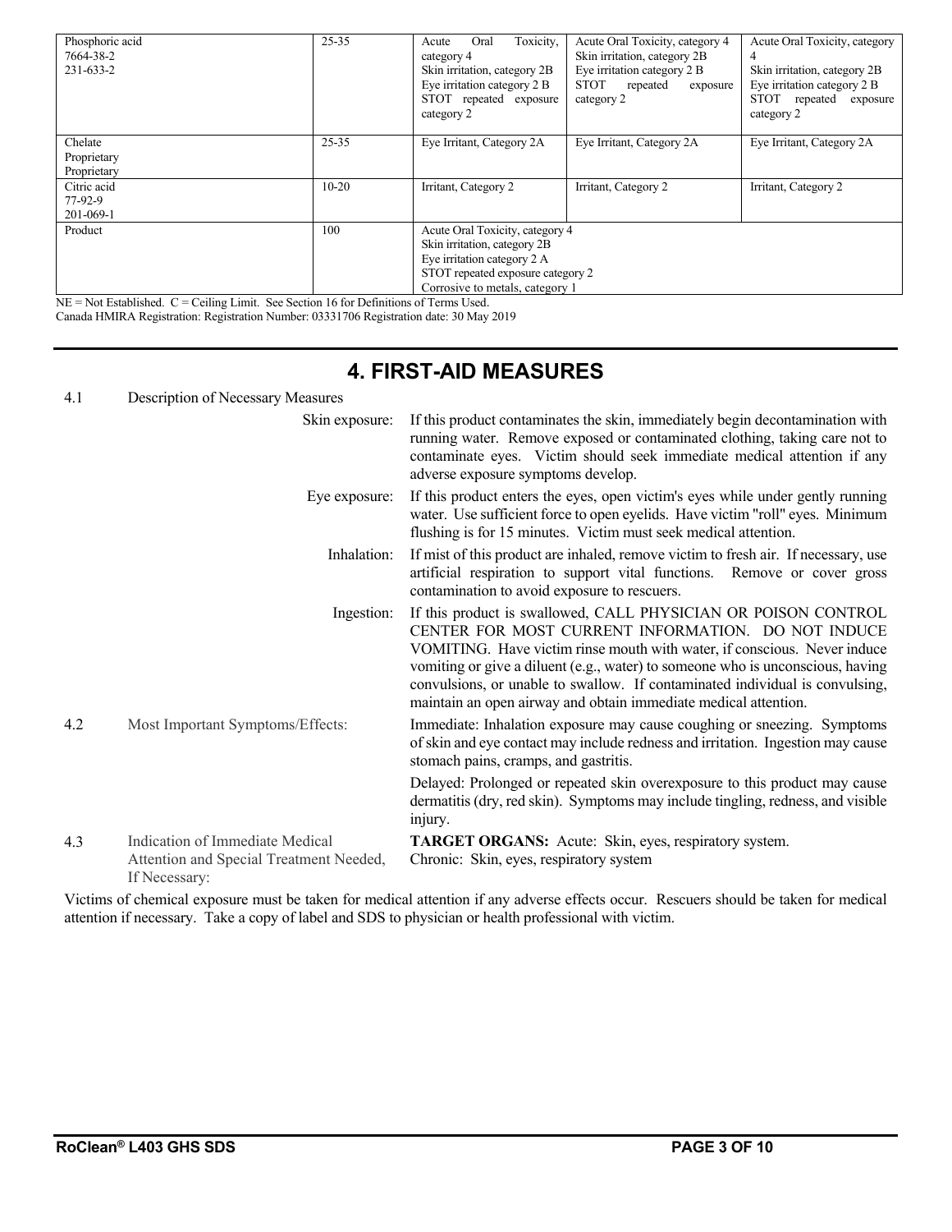| | | | | |
|---|---|---|---|---|
| Phosphoric acid<br>7664-38-2<br>231-633-2 | 25-35 | Acute Oral Toxicity, category 4<br>Skin irritation, category 2B<br>Eye irritation category 2 B<br>STOT repeated exposure category 2 | Acute Oral Toxicity, category 4<br>Skin irritation, category 2B<br>Eye irritation category 2 B<br>STOT repeated exposure category 2 | Acute Oral Toxicity, category 4<br>Skin irritation, category 2B<br>Eye irritation category 2 B<br>STOT repeated exposure category 2 |
| Chelate<br>Proprietary<br>Proprietary | 25-35 | Eye Irritant, Category 2A | Eye Irritant, Category 2A | Eye Irritant, Category 2A |
| Citric acid<br>77-92-9<br>201-069-1 | 10-20 | Irritant, Category 2 | Irritant, Category 2 | Irritant, Category 2 |
| Product | 100 | Acute Oral Toxicity, category 4<br>Skin irritation, category 2B<br>Eye irritation category 2 A<br>STOT repeated exposure category 2<br>Corrosive to metals, category 1 | | |

NE = Not Established. C = Ceiling Limit. See Section 16 for Definitions of Terms Used.
Canada HMIRA Registration: Registration Number: 03331706 Registration date: 30 May 2019

## 4. FIRST-AID MEASURES

4.1 Description of Necessary Measures

**Skin exposure:** If this product contaminates the skin, immediately begin decontamination with running water. Remove exposed or contaminated clothing, taking care not to contaminate eyes. Victim should seek immediate medical attention if any adverse exposure symptoms develop.

**Eye exposure:** If this product enters the eyes, open victim's eyes while under gently running water. Use sufficient force to open eyelids. Have victim "roll" eyes. Minimum flushing is for 15 minutes. Victim must seek medical attention.

**Inhalation:** If mist of this product are inhaled, remove victim to fresh air. If necessary, use artificial respiration to support vital functions. Remove or cover gross contamination to avoid exposure to rescuers.

**Ingestion:** If this product is swallowed, CALL PHYSICIAN OR POISON CONTROL CENTER FOR MOST CURRENT INFORMATION. DO NOT INDUCE VOMITING. Have victim rinse mouth with water, if conscious. Never induce vomiting or give a diluent (e.g., water) to someone who is unconscious, having convulsions, or unable to swallow. If contaminated individual is convulsing, maintain an open airway and obtain immediate medical attention.

4.2 Most Important Symptoms/Effects:

Immediate: Inhalation exposure may cause coughing or sneezing. Symptoms of skin and eye contact may include redness and irritation. Ingestion may cause stomach pains, cramps, and gastritis.

Delayed: Prolonged or repeated skin overexposure to this product may cause dermatitis (dry, red skin). Symptoms may include tingling, redness, and visible injury.

4.3 Indication of Immediate Medical Attention and Special Treatment Needed, If Necessary:

**TARGET ORGANS:** Acute: Skin, eyes, respiratory system.
Chronic: Skin, eyes, respiratory system

Victims of chemical exposure must be taken for medical attention if any adverse effects occur. Rescuers should be taken for medical attention if necessary. Take a copy of label and SDS to physician or health professional with victim.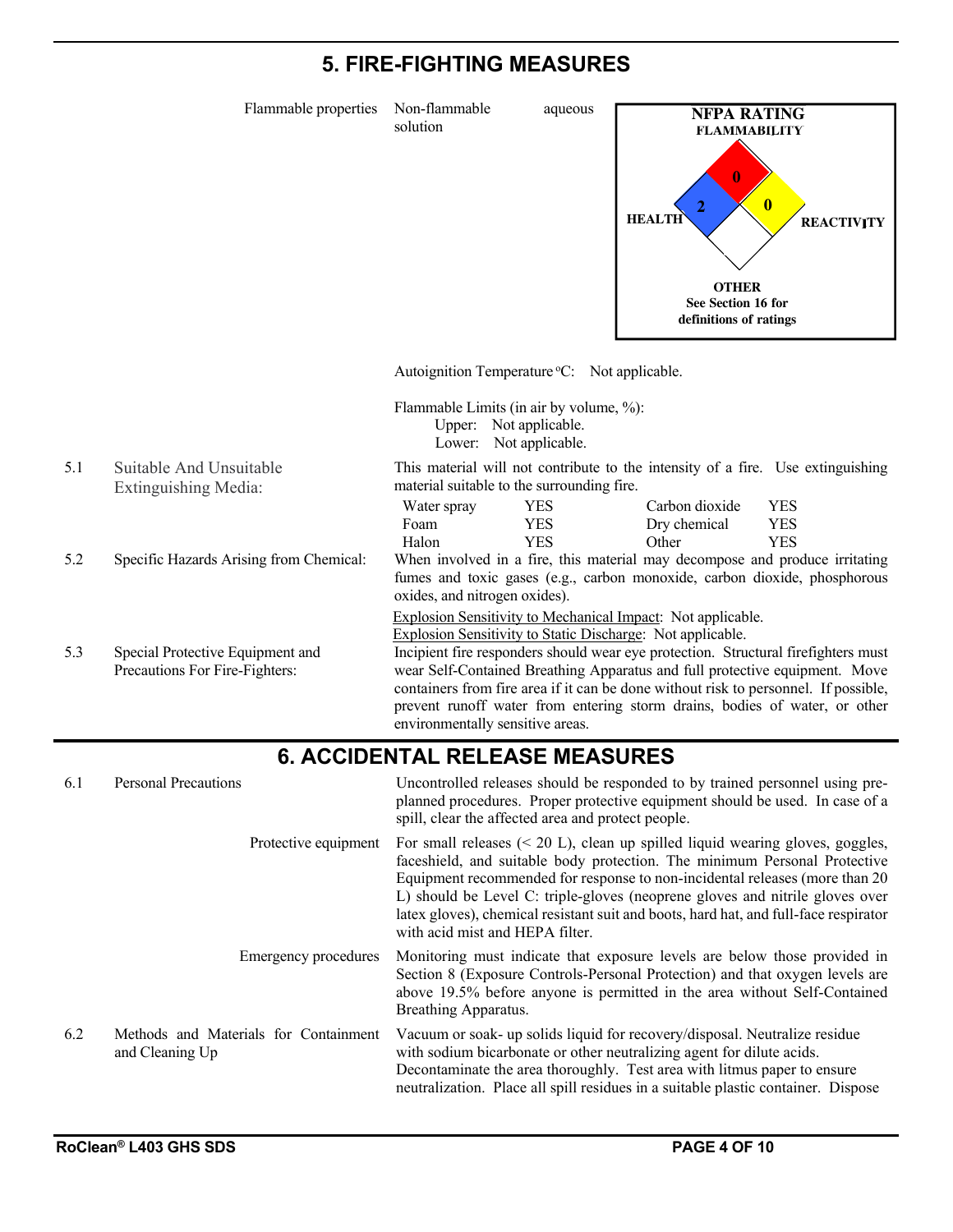## 5. FIRE-FIGHTING MEASURES

Flammable properties: Non-flammable aqueous solution

**NFPA RATING**

**FLAMMABILITY**: 0

**HEALTH**: 2

**REACTIVITY**: 0

**OTHER**

**See Section 16 for definitions of ratings**

Autoignition Temperature °C: Not applicable.

Flammable Limits (in air by volume, %):
- Upper: Not applicable.
- Lower: Not applicable.

**5.1 Suitable And Unsuitable Extinguishing Media:**

This material will not contribute to the intensity of a fire. Use extinguishing material suitable to the surrounding fire.

| | | | |
|---|---|---|---|
| Water spray | YES | Carbon dioxide | YES |
| Foam | YES | Dry chemical | YES |
| Halon | YES | Other | YES |

**5.2 Specific Hazards Arising from Chemical:**

When involved in a fire, this material may decompose and produce irritating fumes and toxic gases (e.g., carbon monoxide, carbon dioxide, phosphorous oxides, and nitrogen oxides).

Explosion Sensitivity to Mechanical Impact: Not applicable.
Explosion Sensitivity to Static Discharge: Not applicable.

**5.3 Special Protective Equipment and Precautions For Fire-Fighters:**

Incipient fire responders should wear eye protection. Structural firefighters must wear Self-Contained Breathing Apparatus and full protective equipment. Move containers from fire area if it can be done without risk to personnel. If possible, prevent runoff water from entering storm drains, bodies of water, or other environmentally sensitive areas.

## 6. ACCIDENTAL RELEASE MEASURES

**6.1 Personal Precautions**

Uncontrolled releases should be responded to by trained personnel using pre-planned procedures. Proper protective equipment should be used. In case of a spill, clear the affected area and protect people.

Protective equipment: For small releases (< 20 L), clean up spilled liquid wearing gloves, goggles, faceshield, and suitable body protection. The minimum Personal Protective Equipment recommended for response to non-incidental releases (more than 20 L) should be Level C: triple-gloves (neoprene gloves and nitrile gloves over latex gloves), chemical resistant suit and boots, hard hat, and full-face respirator with acid mist and HEPA filter.

Emergency procedures: Monitoring must indicate that exposure levels are below those provided in Section 8 (Exposure Controls-Personal Protection) and that oxygen levels are above 19.5% before anyone is permitted in the area without Self-Contained Breathing Apparatus.

**6.2 Methods and Materials for Containment and Cleaning Up**

Vacuum or soak- up solids liquid for recovery/disposal. Neutralize residue with sodium bicarbonate or other neutralizing agent for dilute acids. Decontaminate the area thoroughly. Test area with litmus paper to ensure neutralization. Place all spill residues in a suitable plastic container. Dispose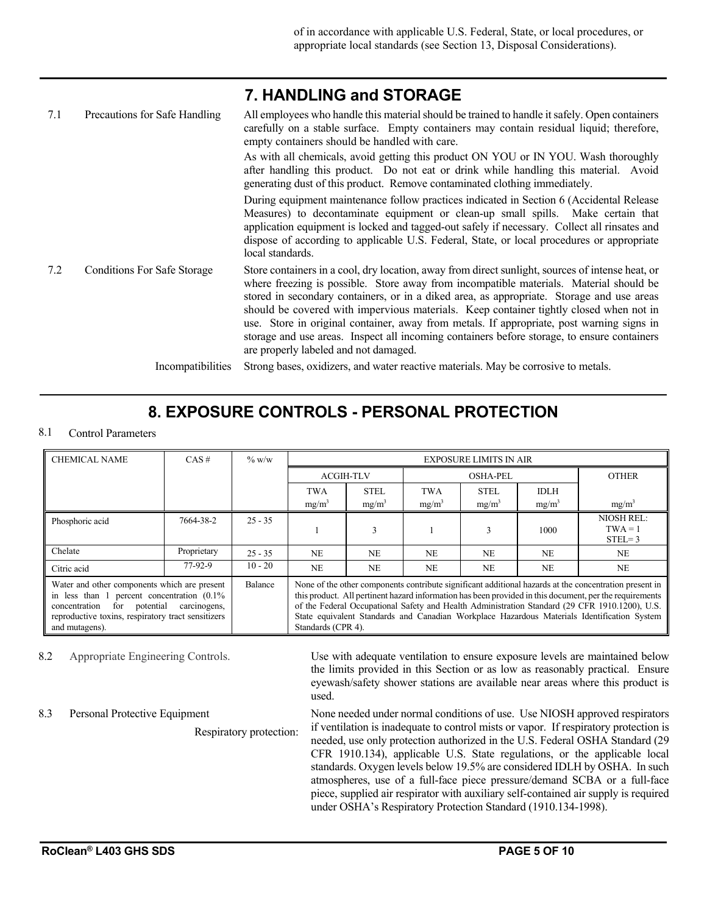of in accordance with applicable U.S. Federal, State, or local procedures, or appropriate local standards (see Section 13, Disposal Considerations).

## 7. HANDLING and STORAGE

**7.1 Precautions for Safe Handling**

All employees who handle this material should be trained to handle it safely. Open containers carefully on a stable surface. Empty containers may contain residual liquid; therefore, empty containers should be handled with care.

As with all chemicals, avoid getting this product ON YOU or IN YOU. Wash thoroughly after handling this product. Do not eat or drink while handling this material. Avoid generating dust of this product. Remove contaminated clothing immediately.

During equipment maintenance follow practices indicated in Section 6 (Accidental Release Measures) to decontaminate equipment or clean-up small spills. Make certain that application equipment is locked and tagged-out safely if necessary. Collect all rinsates and dispose of according to applicable U.S. Federal, State, or local procedures or appropriate local standards.

**7.2 Conditions For Safe Storage**

Store containers in a cool, dry location, away from direct sunlight, sources of intense heat, or where freezing is possible. Store away from incompatible materials. Material should be stored in secondary containers, or in a diked area, as appropriate. Storage and use areas should be covered with impervious materials. Keep container tightly closed when not in use. Store in original container, away from metals. If appropriate, post warning signs in storage and use areas. Inspect all incoming containers before storage, to ensure containers are properly labeled and not damaged.

**Incompatibilities**

Strong bases, oxidizers, and water reactive materials. May be corrosive to metals.

## 8. EXPOSURE CONTROLS - PERSONAL PROTECTION

**8.1 Control Parameters**

| CHEMICAL NAME | CAS # | % w/w | EXPOSURE LIMITS IN AIR | | | | | |
|---|---|---|---|---|---|---|---|---|
| | | | ACGIH-TLV | | OSHA-PEL | | | OTHER |
| | | | TWA $mg/m^3$ | STEL $mg/m^3$ | TWA $mg/m^3$ | STEL $mg/m^3$ | IDLH $mg/m^3$ | $mg/m^3$ |
| Phosphoric acid | 7664-38-2 | 25 - 35 | 1 | 3 | 1 | 3 | 1000 | NIOSH REL: TWA = 1 STEL= 3 |
| Chelate | Proprietary | 25 - 35 | NE | NE | NE | NE | NE | NE |
| Citric acid | 77-92-9 | 10 - 20 | NE | NE | NE | NE | NE | NE |
| Water and other components which are present in less than 1 percent concentration (0.1% concentration for potential carcinogens, reproductive toxins, respiratory tract sensitizers and mutagens). | | Balance | None of the other components contribute significant additional hazards at the concentration present in this product. All pertinent hazard information has been provided in this document, per the requirements of the Federal Occupational Safety and Health Administration Standard (29 CFR 1910.1200), U.S. State equivalent Standards and Canadian Workplace Hazardous Materials Identification System Standards (CPR 4). | | | | | |

**8.2 Appropriate Engineering Controls.**

Use with adequate ventilation to ensure exposure levels are maintained below the limits provided in this Section or as low as reasonably practical. Ensure eyewash/safety shower stations are available near areas where this product is used.

**8.3 Personal Protective Equipment**

**Respiratory protection:** None needed under normal conditions of use. Use NIOSH approved respirators if ventilation is inadequate to control mists or vapor. If respiratory protection is needed, use only protection authorized in the U.S. Federal OSHA Standard (29 CFR 1910.134), applicable U.S. State regulations, or the applicable local standards. Oxygen levels below 19.5% are considered IDLH by OSHA. In such atmospheres, use of a full-face piece pressure/demand SCBA or a full-face piece, supplied air respirator with auxiliary self-contained air supply is required under OSHA's Respiratory Protection Standard (1910.134-1998).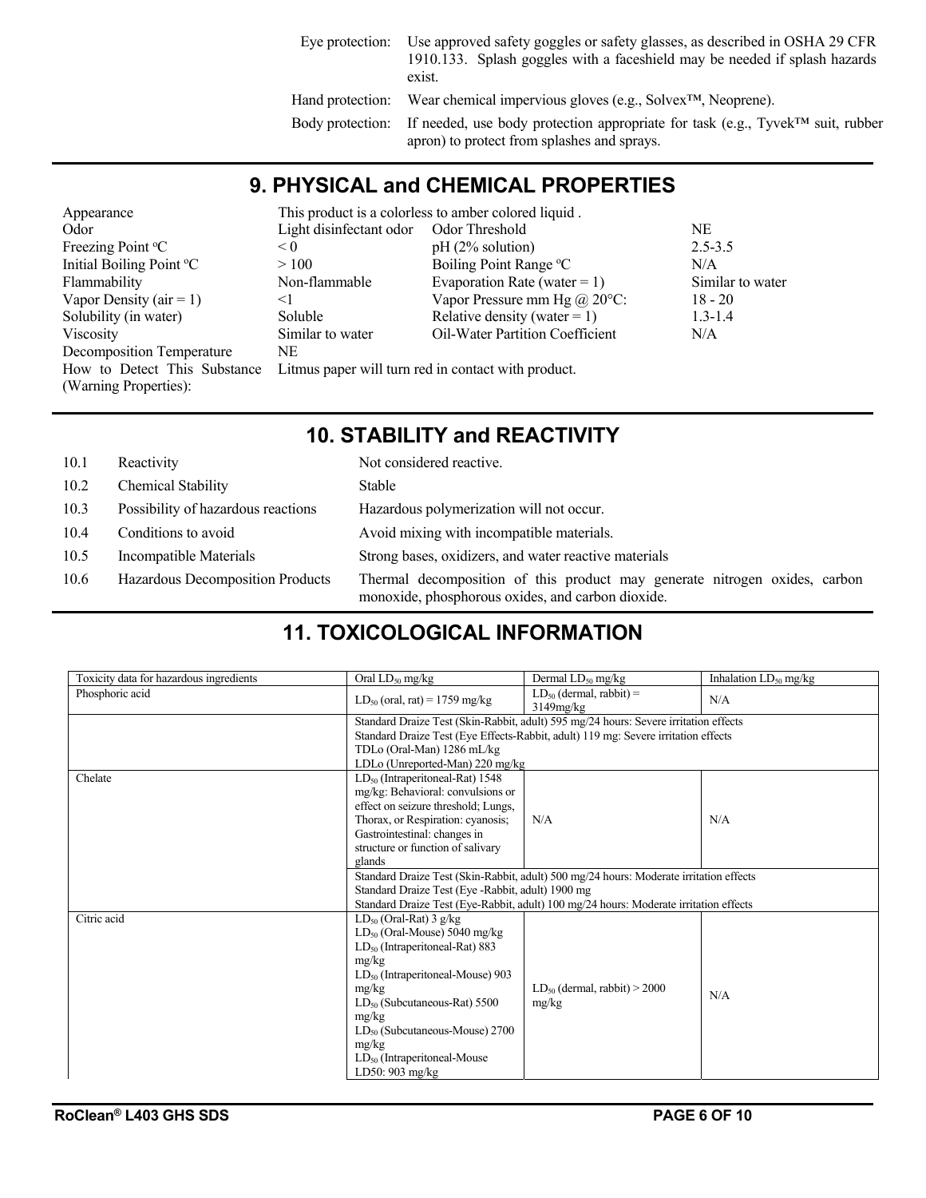| | |
|---|---|
| Eye protection: | Use approved safety goggles or safety glasses, as described in OSHA 29 CFR 1910.133. Splash goggles with a faceshield may be needed if splash hazards exist. |
| Hand protection: | Wear chemical impervious gloves (e.g., Solvex™, Neoprene). |
| Body protection: | If needed, use body protection appropriate for task (e.g., Tyvek™ suit, rubber apron) to protect from splashes and sprays. |

## 9. PHYSICAL and CHEMICAL PROPERTIES

| | | | |
|---|---|---|---|
| Appearance | This product is a colorless to amber colored liquid . | | |
| Odor | Light disinfectant odor | Odor Threshold | NE |
| Freezing Point °C | < 0 | pH (2% solution) | 2.5-3.5 |
| Initial Boiling Point °C | > 100 | Boiling Point Range °C | N/A |
| Flammability | Non-flammable | Evaporation Rate (water = 1) | Similar to water |
| Vapor Density (air = 1) | <1 | Vapor Pressure mm Hg @ 20°C: | 18 - 20 |
| Solubility (in water) | Soluble | Relative density (water = 1) | 1.3-1.4 |
| Viscosity | Similar to water | Oil-Water Partition Coefficient | N/A |
| Decomposition Temperature | NE | | |
| How to Detect This Substance (Warning Properties): | Litmus paper will turn red in contact with product. | | |

## 10. STABILITY and REACTIVITY

| | | |
|---|---|---|
| 10.1 | Reactivity | Not considered reactive. |
| 10.2 | Chemical Stability | Stable |
| 10.3 | Possibility of hazardous reactions | Hazardous polymerization will not occur. |
| 10.4 | Conditions to avoid | Avoid mixing with incompatible materials. |
| 10.5 | Incompatible Materials | Strong bases, oxidizers, and water reactive materials |
| 10.6 | Hazardous Decomposition Products | Thermal decomposition of this product may generate nitrogen oxides, carbon monoxide, phosphorous oxides, and carbon dioxide. |

## 11. TOXICOLOGICAL INFORMATION

| Toxicity data for hazardous ingredients | Oral $LD_{50}$ mg/kg | Dermal $LD_{50}$ mg/kg | Inhalation $LD_{50}$ mg/kg |
|---|---|---|---|
| Phosphoric acid | $LD_{50}$ (oral, rat) = 1759 mg/kg | $LD_{50}$ (dermal, rabbit) = 3149mg/kg | N/A |
| | Standard Draize Test (Skin-Rabbit, adult) 595 mg/24 hours: Severe irritation effects<br>Standard Draize Test (Eye Effects-Rabbit, adult) 119 mg: Severe irritation effects<br>TDLo (Oral-Man) 1286 mL/kg<br>LDLo (Unreported-Man) 220 mg/kg | | |
| Chelate | $LD_{50}$ (Intraperitoneal-Rat) 1548 mg/kg: Behavioral: convulsions or effect on seizure threshold; Lungs, Thorax, or Respiration: cyanosis; Gastrointestinal: changes in structure or function of salivary glands | N/A | N/A |
| | Standard Draize Test (Skin-Rabbit, adult) 500 mg/24 hours: Moderate irritation effects<br>Standard Draize Test (Eye -Rabbit, adult) 1900 mg<br>Standard Draize Test (Eye-Rabbit, adult) 100 mg/24 hours: Moderate irritation effects | | |
| Citric acid | $LD_{50}$ (Oral-Rat) 3 g/kg<br>$LD_{50}$ (Oral-Mouse) 5040 mg/kg<br>$LD_{50}$ (Intraperitoneal-Rat) 883 mg/kg<br>$LD_{50}$ (Intraperitoneal-Mouse) 903 mg/kg<br>$LD_{50}$ (Subcutaneous-Rat) 5500 mg/kg<br>$LD_{50}$ (Subcutaneous-Mouse) 2700 mg/kg<br>$LD_{50}$ (Intraperitoneal-Mouse LD50: 903 mg/kg | $LD_{50}$ (dermal, rabbit) > 2000 mg/kg | N/A |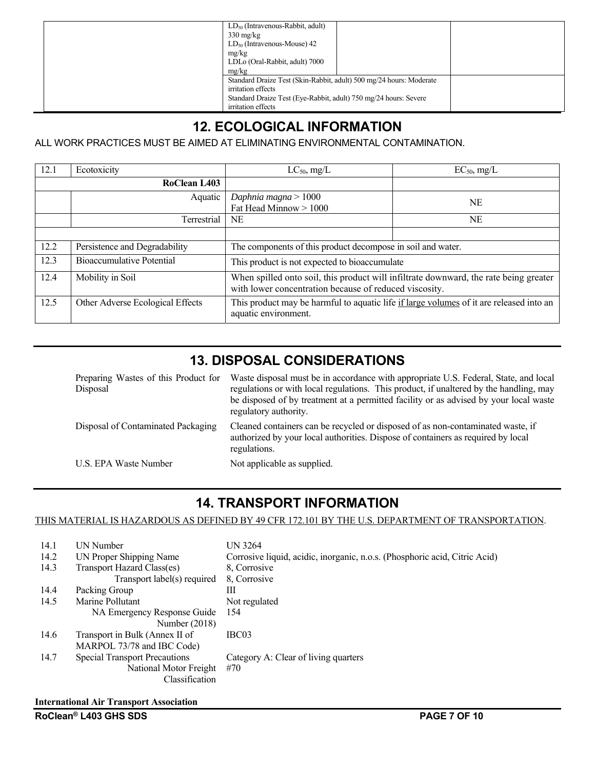| | | | |
|---|---|---|---|
| | $LD_{50}$ (Intravenous-Rabbit, adult) 330 mg/kg<br>$LD_{50}$ (Intravenous-Mouse) 42 mg/kg<br>LDLo (Oral-Rabbit, adult) 7000 mg/kg | | |
| | Standard Draize Test (Skin-Rabbit, adult) 500 mg/24 hours: Moderate irritation effects<br>Standard Draize Test (Eye-Rabbit, adult) 750 mg/24 hours: Severe irritation effects | | |

## 12. ECOLOGICAL INFORMATION

ALL WORK PRACTICES MUST BE AIMED AT ELIMINATING ENVIRONMENTAL CONTAMINATION.

| 12.1 | Ecotoxicity | $LC_{50}$, mg/L | $EC_{50}$, mg/L |
|---|---|---|---|
| | **RoClean L403** | | |
| | Aquatic | *Daphnia magna* > 1000<br>Fat Head Minnow > 1000 | NE |
| | Terrestrial | NE | NE |
| | | | |
| 12.2 | Persistence and Degradability | The components of this product decompose in soil and water. | |
| 12.3 | Bioaccumulative Potential | This product is not expected to bioaccumulate | |
| 12.4 | Mobility in Soil | When spilled onto soil, this product will infiltrate downward, the rate being greater with lower concentration because of reduced viscosity. | |
| 12.5 | Other Adverse Ecological Effects | This product may be harmful to aquatic life <u>if large volumes</u> of it are released into an aquatic environment. | |

## 13. DISPOSAL CONSIDERATIONS

| | |
|---|---|
| Preparing Wastes of this Product for Disposal | Waste disposal must be in accordance with appropriate U.S. Federal, State, and local regulations or with local regulations. This product, if unaltered by the handling, may be disposed of by treatment at a permitted facility or as advised by your local waste regulatory authority. |
| Disposal of Contaminated Packaging | Cleaned containers can be recycled or disposed of as non-contaminated waste, if authorized by your local authorities. Dispose of containers as required by local regulations. |
| U.S. EPA Waste Number | Not applicable as supplied. |

## 14. TRANSPORT INFORMATION

<u>THIS MATERIAL IS HAZARDOUS AS DEFINED BY 49 CFR 172.101 BY THE U.S. DEPARTMENT OF TRANSPORTATION</u>.

| | | |
|---|---|---|
| 14.1 | UN Number | UN 3264 |
| 14.2 | UN Proper Shipping Name | Corrosive liquid, acidic, inorganic, n.o.s. (Phosphoric acid, Citric Acid) |
| 14.3 | Transport Hazard Class(es) | 8, Corrosive |
| | Transport label(s) required | 8, Corrosive |
| 14.4 | Packing Group | III |
| 14.5 | Marine Pollutant | Not regulated |
| | NA Emergency Response Guide Number (2018) | 154 |
| 14.6 | Transport in Bulk (Annex II of MARPOL 73/78 and IBC Code) | IBC03 |
| 14.7 | Special Transport Precautions | Category A: Clear of living quarters |
| | National Motor Freight Classification | #70 |

**International Air Transport Association**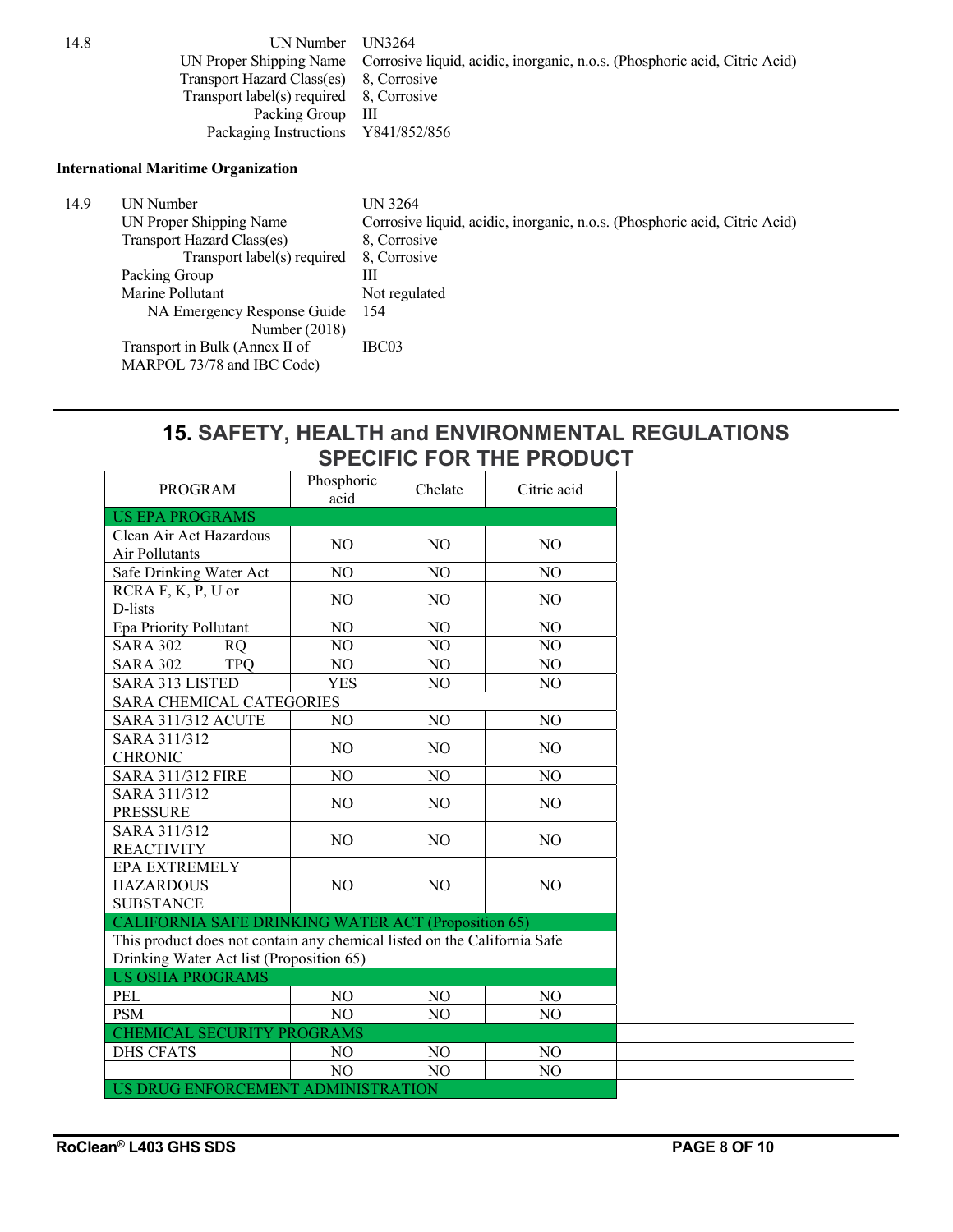14.8

| | |
|---|---|
| UN Number | UN3264 |
| UN Proper Shipping Name | Corrosive liquid, acidic, inorganic, n.o.s. (Phosphoric acid, Citric Acid) |
| Transport Hazard Class(es) | 8, Corrosive |
| Transport label(s) required | 8, Corrosive |
| Packing Group | III |
| Packaging Instructions | Y841/852/856 |

**International Maritime Organization**

14.9

| | |
|---|---|
| UN Number | UN 3264 |
| UN Proper Shipping Name | Corrosive liquid, acidic, inorganic, n.o.s. (Phosphoric acid, Citric Acid) |
| Transport Hazard Class(es) | 8, Corrosive |
| Transport label(s) required | 8, Corrosive |
| Packing Group | III |
| Marine Pollutant | Not regulated |
| NA Emergency Response Guide Number (2018) | 154 |
| Transport in Bulk (Annex II of MARPOL 73/78 and IBC Code) | IBC03 |

## 15. SAFETY, HEALTH and ENVIRONMENTAL REGULATIONS SPECIFIC FOR THE PRODUCT

| PROGRAM | Phosphoric acid | Chelate | Citric acid |
|---|---|---|---|
| US EPA PROGRAMS | | | |
| Clean Air Act Hazardous Air Pollutants | NO | NO | NO |
| Safe Drinking Water Act | NO | NO | NO |
| RCRA F, K, P, U or D-lists | NO | NO | NO |
| Epa Priority Pollutant | NO | NO | NO |
| SARA 302 RQ | NO | NO | NO |
| SARA 302 TPQ | NO | NO | NO |
| SARA 313 LISTED | YES | NO | NO |
| SARA CHEMICAL CATEGORIES | | | |
| SARA 311/312 ACUTE | NO | NO | NO |
| SARA 311/312 CHRONIC | NO | NO | NO |
| SARA 311/312 FIRE | NO | NO | NO |
| SARA 311/312 PRESSURE | NO | NO | NO |
| SARA 311/312 REACTIVITY | NO | NO | NO |
| EPA EXTREMELY HAZARDOUS SUBSTANCE | NO | NO | NO |
| CALIFORNIA SAFE DRINKING WATER ACT (Proposition 65) | | | |
| This product does not contain any chemical listed on the California Safe Drinking Water Act list (Proposition 65) | | | |
| US OSHA PROGRAMS | | | |
| PEL | NO | NO | NO |
| PSM | NO | NO | NO |
| CHEMICAL SECURITY PROGRAMS | | | |
| DHS CFATS | NO | NO | NO |
| | NO | NO | NO |
| US DRUG ENFORCEMENT ADMINISTRATION | | | |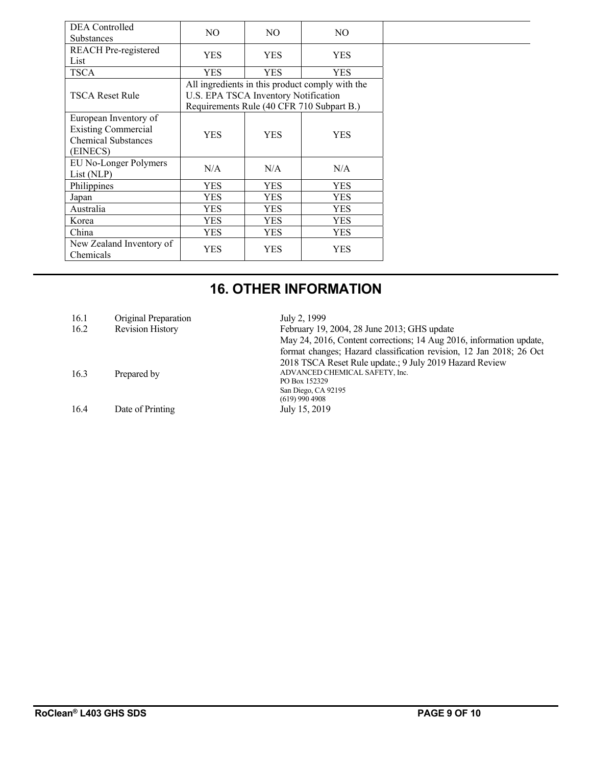| DEA Controlled Substances | NO | NO | NO |
|---|---|---|---|
| REACH Pre-registered List | YES | YES | YES |
| TSCA | YES | YES | YES |
| TSCA Reset Rule | All ingredients in this product comply with the U.S. EPA TSCA Inventory Notification Requirements Rule (40 CFR 710 Subpart B.) | | |
| European Inventory of Existing Commercial Chemical Substances (EINECS) | YES | YES | YES |
| EU No-Longer Polymers List (NLP) | N/A | N/A | N/A |
| Philippines | YES | YES | YES |
| Japan | YES | YES | YES |
| Australia | YES | YES | YES |
| Korea | YES | YES | YES |
| China | YES | YES | YES |
| New Zealand Inventory of Chemicals | YES | YES | YES |

# 16. OTHER INFORMATION

| | | |
|---|---|---|
| 16.1 | Original Preparation | July 2, 1999 |
| 16.2 | Revision History | February 19, 2004, 28 June 2013; GHS update May 24, 2016, Content corrections; 14 Aug 2016, information update, format changes; Hazard classification revision, 12 Jan 2018; 26 Oct 2018 TSCA Reset Rule update.; 9 July 2019 Hazard Review |
| 16.3 | Prepared by | ADVANCED CHEMICAL SAFETY, Inc.<br>PO Box 152329<br>San Diego, CA 92195<br>(619) 990 4908 |
| 16.4 | Date of Printing | July 15, 2019 |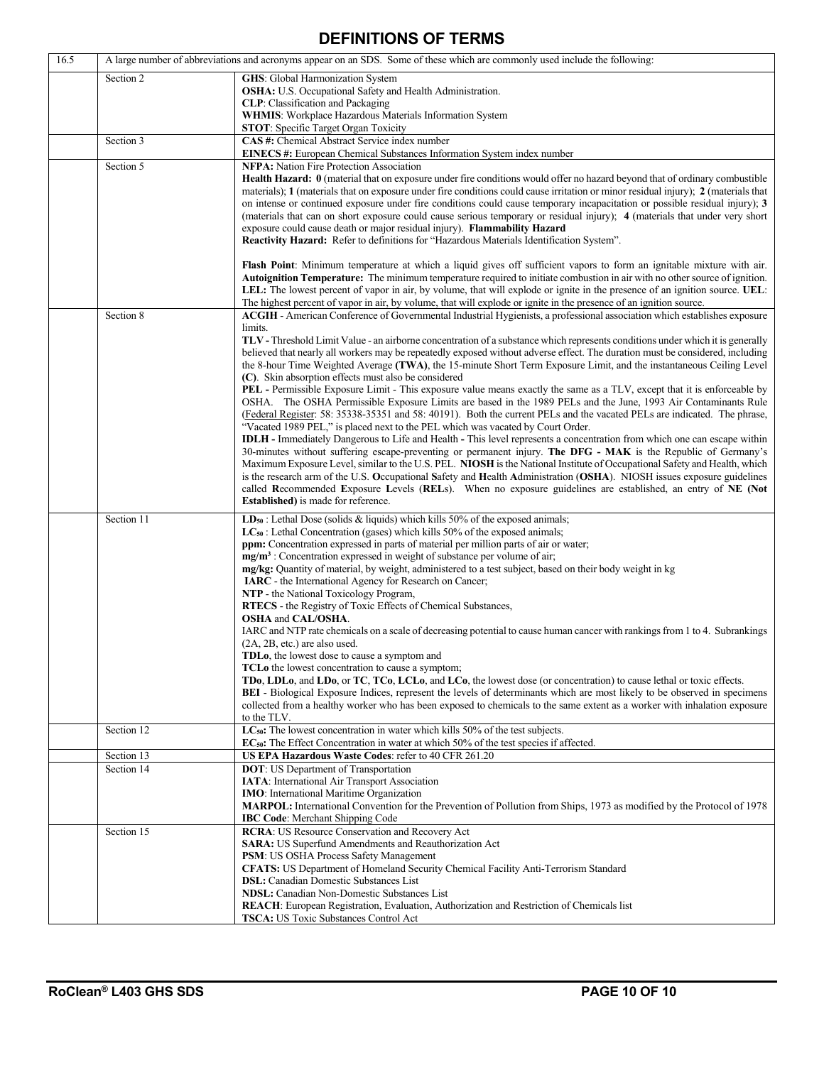# DEFINITIONS OF TERMS

| | | |
|---|---|---|
| 16.5 | A large number of abbreviations and acronyms appear on an SDS. Some of these which are commonly used include the following: | |
| | Section 2 | **GHS**: Global Harmonization System<br>**OSHA:** U.S. Occupational Safety and Health Administration.<br>**CLP**: Classification and Packaging<br>**WHMIS**: Workplace Hazardous Materials Information System<br>**STOT**: Specific Target Organ Toxicity |
| | Section 3 | **CAS #:** Chemical Abstract Service index number<br>**EINECS #:** European Chemical Substances Information System index number |
| | Section 5 | **NFPA:** Nation Fire Protection Association<br>**Health Hazard: 0** (material that on exposure under fire conditions would offer no hazard beyond that of ordinary combustible materials); **1** (materials that on exposure under fire conditions could cause irritation or minor residual injury); **2** (materials that on intense or continued exposure under fire conditions could cause temporary incapacitation or possible residual injury); **3** (materials that can on short exposure could cause serious temporary or residual injury); **4** (materials that under very short exposure could cause death or major residual injury). **Flammability Hazard**<br>**Reactivity Hazard:** Refer to definitions for "Hazardous Materials Identification System".<br><br>**Flash Point**: Minimum temperature at which a liquid gives off sufficient vapors to form an ignitable mixture with air.<br>**Autoignition Temperature:** The minimum temperature required to initiate combustion in air with no other source of ignition.<br>**LEL:** The lowest percent of vapor in air, by volume, that will explode or ignite in the presence of an ignition source. **UEL**: The highest percent of vapor in air, by volume, that will explode or ignite in the presence of an ignition source. |
| | Section 8 | **ACGIH** - American Conference of Governmental Industrial Hygienists, a professional association which establishes exposure limits.<br>**TLV -** Threshold Limit Value - an airborne concentration of a substance which represents conditions under which it is generally believed that nearly all workers may be repeatedly exposed without adverse effect. The duration must be considered, including the 8-hour Time Weighted Average **(TWA)**, the 15-minute Short Term Exposure Limit, and the instantaneous Ceiling Level **(C)**. Skin absorption effects must also be considered<br>**PEL -** Permissible Exposure Limit - This exposure value means exactly the same as a TLV, except that it is enforceable by OSHA. The OSHA Permissible Exposure Limits are based in the 1989 PELs and the June, 1993 Air Contaminants Rule (Federal Register: 58: 35338-35351 and 58: 40191). Both the current PELs and the vacated PELs are indicated. The phrase, "Vacated 1989 PEL," is placed next to the PEL which was vacated by Court Order.<br>**IDLH -** Immediately Dangerous to Life and Health **-** This level represents a concentration from which one can escape within 30-minutes without suffering escape-preventing or permanent injury. **The DFG - MAK** is the Republic of Germany's Maximum Exposure Level, similar to the U.S. PEL. **NIOSH** is the National Institute of Occupational Safety and Health, which is the research arm of the U.S. **O**ccupational **S**afety and **H**ealth **A**dministration (**OSHA**). NIOSH issues exposure guidelines called **R**ecommended **E**xposure **L**evels (**REL**s). When no exposure guidelines are established, an entry of **NE (Not Established)** is made for reference. |
| | Section 11 | **$LD_{50}$** : Lethal Dose (solids & liquids) which kills 50% of the exposed animals;<br>**$LC_{50}$** : Lethal Concentration (gases) which kills 50% of the exposed animals;<br>**ppm:** Concentration expressed in parts of material per million parts of air or water;<br>**$mg/m^3$** : Concentration expressed in weight of substance per volume of air;<br>**mg/kg:** Quantity of material, by weight, administered to a test subject, based on their body weight in kg<br>**IARC** - the International Agency for Research on Cancer;<br>**NTP** - the National Toxicology Program,<br>**RTECS** - the Registry of Toxic Effects of Chemical Substances,<br>**OSHA** and **CAL/OSHA**.<br>IARC and NTP rate chemicals on a scale of decreasing potential to cause human cancer with rankings from 1 to 4. Subrankings (2A, 2B, etc.) are also used.<br>**TDLo**, the lowest dose to cause a symptom and<br>**TCLo** the lowest concentration to cause a symptom;<br>**TDo**, **LDLo**, and **LDo**, or **TC**, **TCo**, **LCLo**, and **LCo**, the lowest dose (or concentration) to cause lethal or toxic effects.<br>**BEI** - Biological Exposure Indices, represent the levels of determinants which are most likely to be observed in specimens collected from a healthy worker who has been exposed to chemicals to the same extent as a worker with inhalation exposure to the TLV. |
| | Section 12 | **$LC_{50}$:** The lowest concentration in water which kills 50% of the test subjects.<br>**$EC_{50}$:** The Effect Concentration in water at which 50% of the test species if affected. |
| | Section 13 | **US EPA Hazardous Waste Codes**: refer to 40 CFR 261.20 |
| | Section 14 | **DOT**: US Department of Transportation<br>**IATA**: International Air Transport Association<br>**IMO**: International Maritime Organization<br>**MARPOL:** International Convention for the Prevention of Pollution from Ships, 1973 as modified by the Protocol of 1978<br>**IBC Code**: Merchant Shipping Code |
| | Section 15 | **RCRA**: US Resource Conservation and Recovery Act<br>**SARA:** US Superfund Amendments and Reauthorization Act<br>**PSM**: US OSHA Process Safety Management<br>**CFATS:** US Department of Homeland Security Chemical Facility Anti-Terrorism Standard<br>**DSL:** Canadian Domestic Substances List<br>**NDSL:** Canadian Non-Domestic Substances List<br>**REACH**: European Registration, Evaluation, Authorization and Restriction of Chemicals list<br>**TSCA:** US Toxic Substances Control Act |